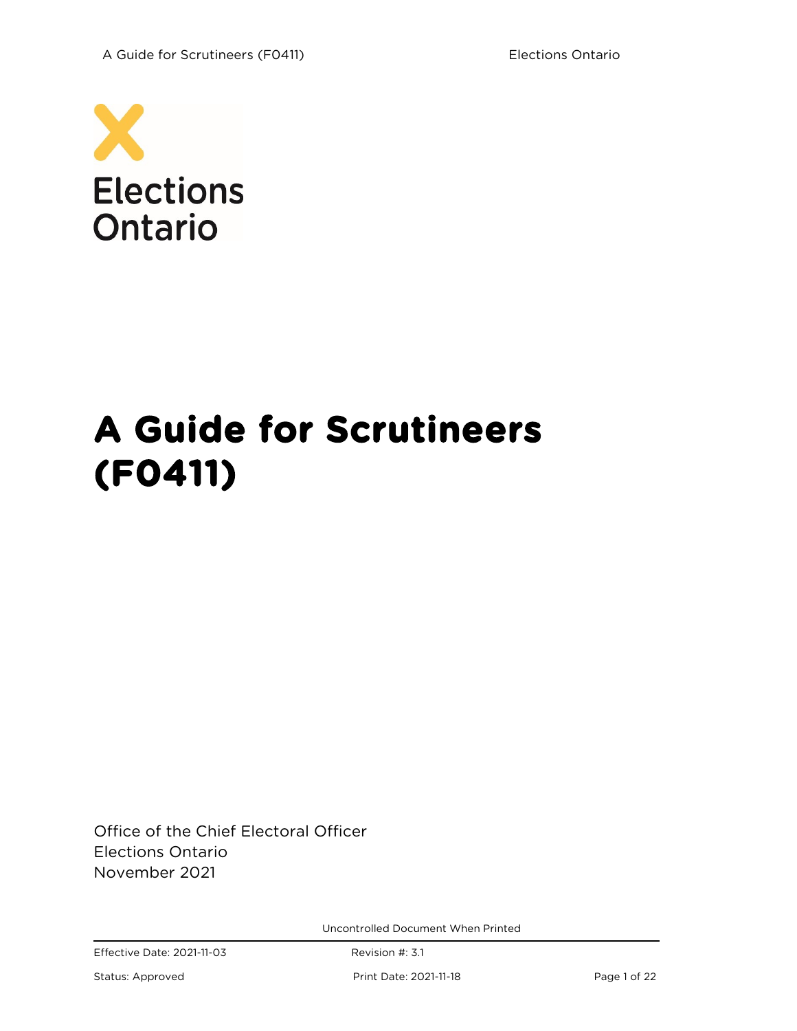Elections Ontario

# A Guide for Scrutineers (F0411)

Office of the Chief Electoral Officer
Elections Ontario
November 2021

Uncontrolled Document When Printed

Effective Date: 2021-11-03
Revision #: 3.1
Status: Approved
Print Date: 2021-11-18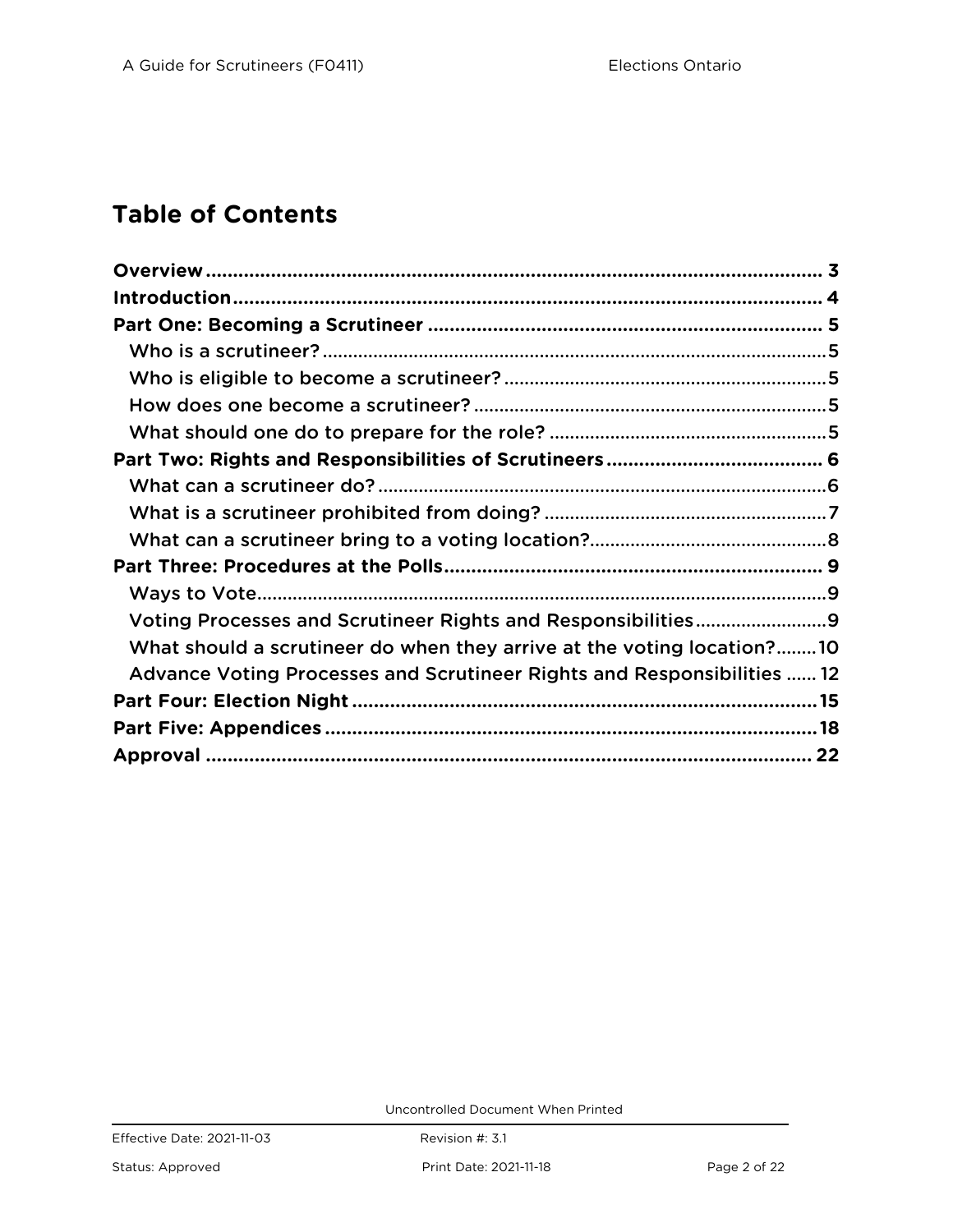## Table of Contents

**Overview** ........................................................................................................ 3
**Introduction** .................................................................................................. 4
**Part One: Becoming a Scrutineer** ............................................................ 5
- Who is a scrutineer? ......................................................................................5
- Who is eligible to become a scrutineer? .......................................................5
- How does one become a scrutineer? ............................................................5
- What should one do to prepare for the role? ...............................................5

**Part Two: Rights and Responsibilities of Scrutineers** ............................ 6
- What can a scrutineer do? .............................................................................6
- What is a scrutineer prohibited from doing? ................................................7
- What can a scrutineer bring to a voting location? ........................................8

**Part Three: Procedures at the Polls** ........................................................ 9
- Ways to Vote ...................................................................................................9
- Voting Processes and Scrutineer Rights and Responsibilities ......................9
- What should a scrutineer do when they arrive at the voting location? ........10
- Advance Voting Processes and Scrutineer Rights and Responsibilities ...... 12

**Part Four: Election Night** ........................................................................... 15
**Part Five: Appendices** ................................................................................ 18
**Approval** ...................................................................................................... 22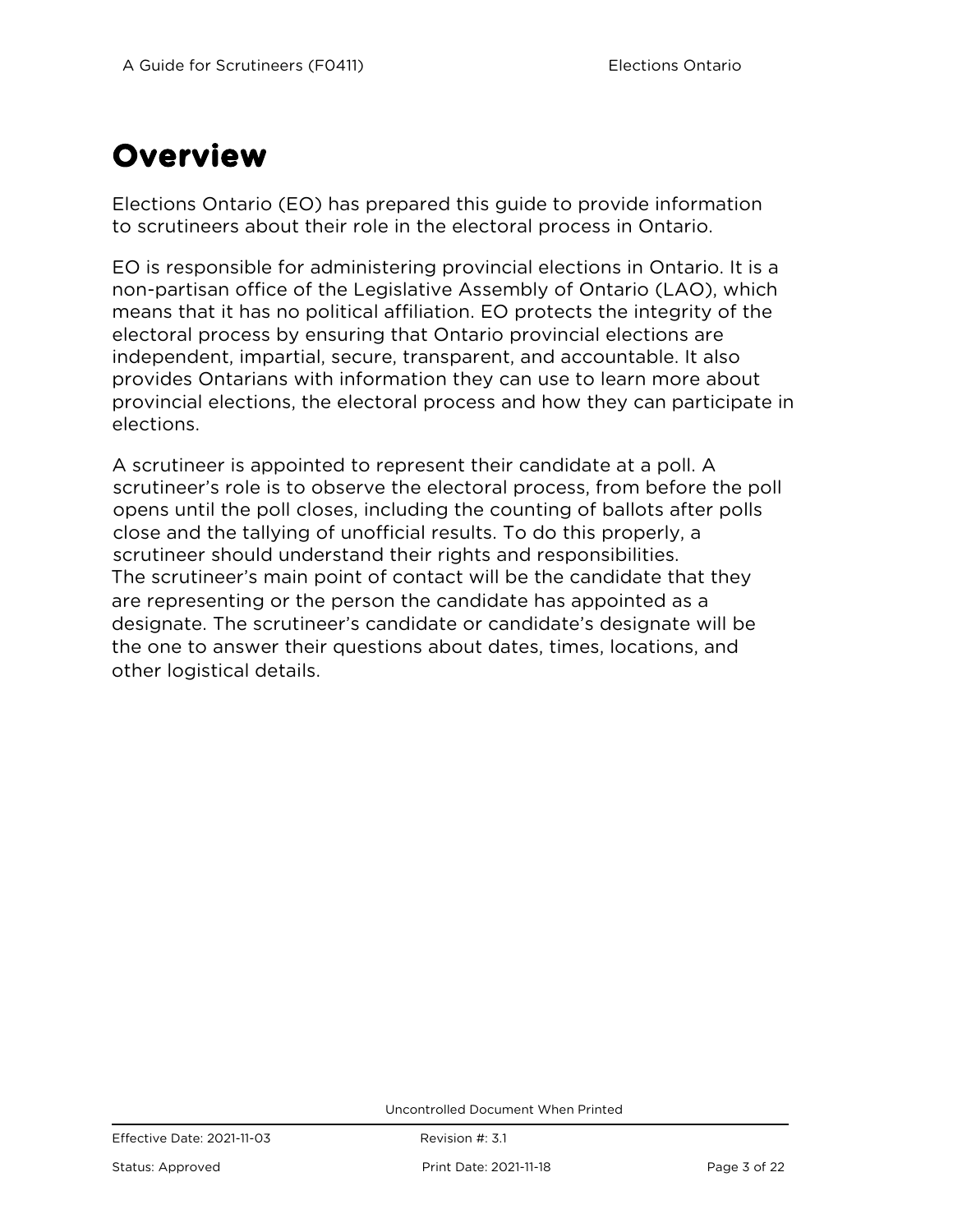# Overview

Elections Ontario (EO) has prepared this guide to provide information to scrutineers about their role in the electoral process in Ontario.

EO is responsible for administering provincial elections in Ontario. It is a non-partisan office of the Legislative Assembly of Ontario (LAO), which means that it has no political affiliation. EO protects the integrity of the electoral process by ensuring that Ontario provincial elections are independent, impartial, secure, transparent, and accountable. It also provides Ontarians with information they can use to learn more about provincial elections, the electoral process and how they can participate in elections.

A scrutineer is appointed to represent their candidate at a poll. A scrutineer's role is to observe the electoral process, from before the poll opens until the poll closes, including the counting of ballots after polls close and the tallying of unofficial results. To do this properly, a scrutineer should understand their rights and responsibilities. The scrutineer's main point of contact will be the candidate that they are representing or the person the candidate has appointed as a designate. The scrutineer's candidate or candidate's designate will be the one to answer their questions about dates, times, locations, and other logistical details.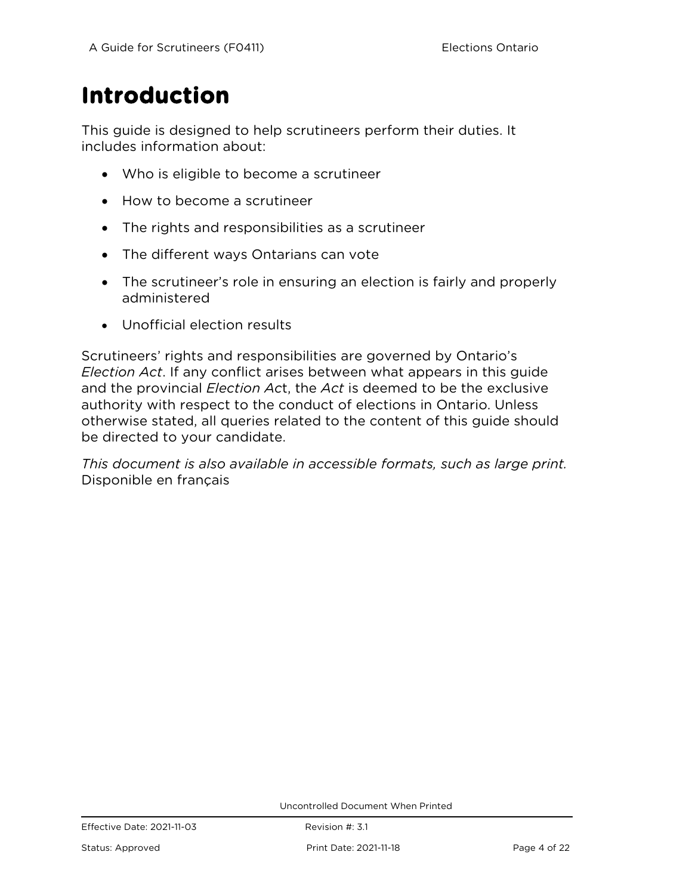# Introduction

This guide is designed to help scrutineers perform their duties. It includes information about:

- Who is eligible to become a scrutineer
- How to become a scrutineer
- The rights and responsibilities as a scrutineer
- The different ways Ontarians can vote
- The scrutineer's role in ensuring an election is fairly and properly administered
- Unofficial election results

Scrutineers' rights and responsibilities are governed by Ontario's *Election Act*. If any conflict arises between what appears in this guide and the provincial *Election Ac*t, the *Act* is deemed to be the exclusive authority with respect to the conduct of elections in Ontario. Unless otherwise stated, all queries related to the content of this guide should be directed to your candidate.

*This document is also available in accessible formats, such as large print.* Disponible en français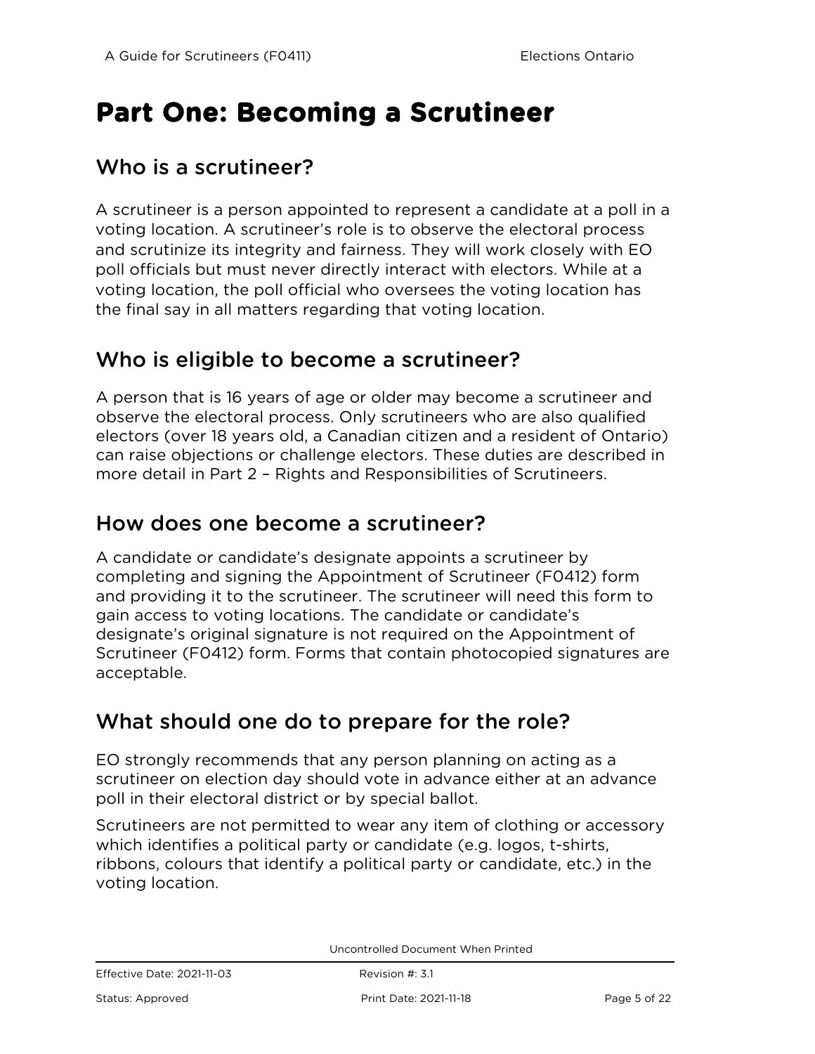# Part One: Becoming a Scrutineer

## Who is a scrutineer?

A scrutineer is a person appointed to represent a candidate at a poll in a voting location. A scrutineer's role is to observe the electoral process and scrutinize its integrity and fairness. They will work closely with EO poll officials but must never directly interact with electors. While at a voting location, the poll official who oversees the voting location has the final say in all matters regarding that voting location.

## Who is eligible to become a scrutineer?

A person that is 16 years of age or older may become a scrutineer and observe the electoral process. Only scrutineers who are also qualified electors (over 18 years old, a Canadian citizen and a resident of Ontario) can raise objections or challenge electors. These duties are described in more detail in Part 2 – Rights and Responsibilities of Scrutineers.

## How does one become a scrutineer?

A candidate or candidate's designate appoints a scrutineer by completing and signing the Appointment of Scrutineer (F0412) form and providing it to the scrutineer. The scrutineer will need this form to gain access to voting locations. The candidate or candidate's designate's original signature is not required on the Appointment of Scrutineer (F0412) form. Forms that contain photocopied signatures are acceptable.

## What should one do to prepare for the role?

EO strongly recommends that any person planning on acting as a scrutineer on election day should vote in advance either at an advance poll in their electoral district or by special ballot.

Scrutineers are not permitted to wear any item of clothing or accessory which identifies a political party or candidate (e.g. logos, t-shirts, ribbons, colours that identify a political party or candidate, etc.) in the voting location.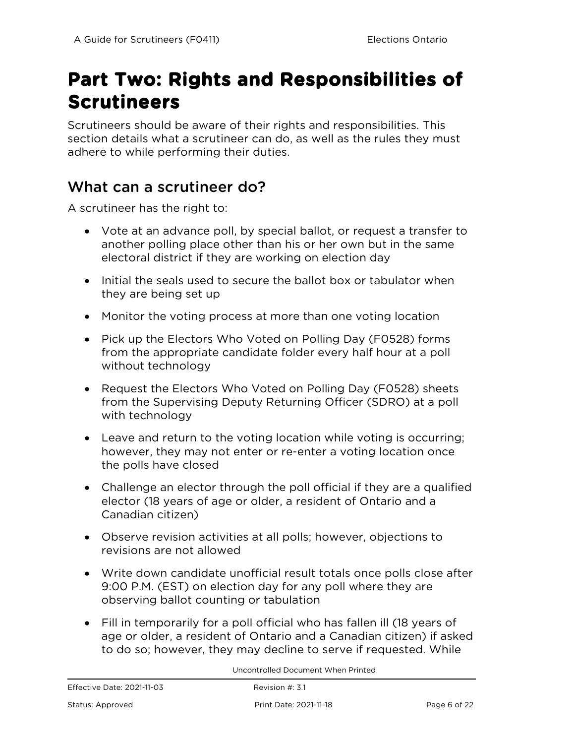# Part Two: Rights and Responsibilities of Scrutineers

Scrutineers should be aware of their rights and responsibilities. This section details what a scrutineer can do, as well as the rules they must adhere to while performing their duties.

## What can a scrutineer do?

A scrutineer has the right to:

- Vote at an advance poll, by special ballot, or request a transfer to another polling place other than his or her own but in the same electoral district if they are working on election day
- Initial the seals used to secure the ballot box or tabulator when they are being set up
- Monitor the voting process at more than one voting location
- Pick up the Electors Who Voted on Polling Day (F0528) forms from the appropriate candidate folder every half hour at a poll without technology
- Request the Electors Who Voted on Polling Day (F0528) sheets from the Supervising Deputy Returning Officer (SDRO) at a poll with technology
- Leave and return to the voting location while voting is occurring; however, they may not enter or re-enter a voting location once the polls have closed
- Challenge an elector through the poll official if they are a qualified elector (18 years of age or older, a resident of Ontario and a Canadian citizen)
- Observe revision activities at all polls; however, objections to revisions are not allowed
- Write down candidate unofficial result totals once polls close after 9:00 P.M. (EST) on election day for any poll where they are observing ballot counting or tabulation
- Fill in temporarily for a poll official who has fallen ill (18 years of age or older, a resident of Ontario and a Canadian citizen) if asked to do so; however, they may decline to serve if requested. While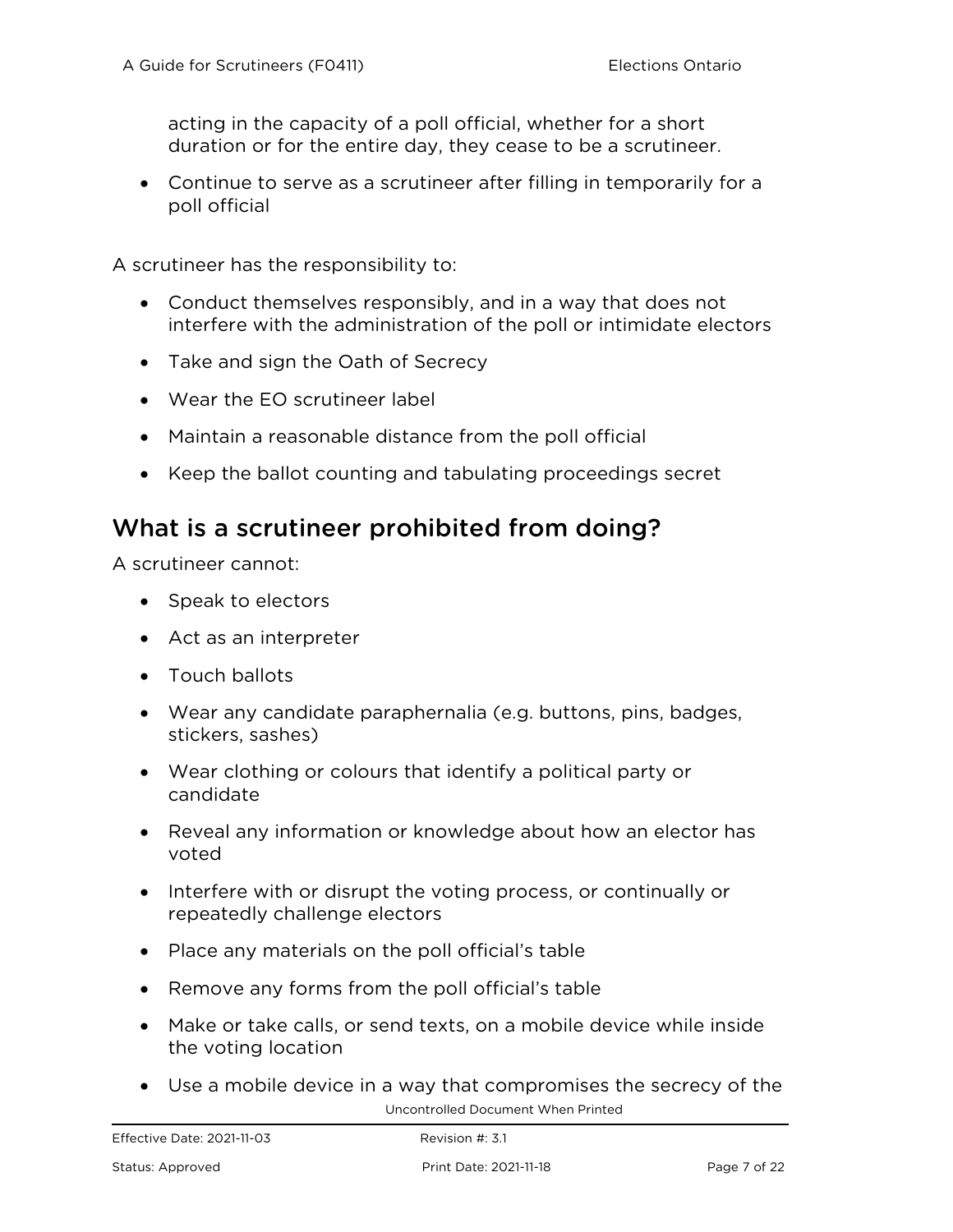acting in the capacity of a poll official, whether for a short duration or for the entire day, they cease to be a scrutineer.

- Continue to serve as a scrutineer after filling in temporarily for a poll official

A scrutineer has the responsibility to:

- Conduct themselves responsibly, and in a way that does not interfere with the administration of the poll or intimidate electors
- Take and sign the Oath of Secrecy
- Wear the EO scrutineer label
- Maintain a reasonable distance from the poll official
- Keep the ballot counting and tabulating proceedings secret

## What is a scrutineer prohibited from doing?

A scrutineer cannot:

- Speak to electors
- Act as an interpreter
- Touch ballots
- Wear any candidate paraphernalia (e.g. buttons, pins, badges, stickers, sashes)
- Wear clothing or colours that identify a political party or candidate
- Reveal any information or knowledge about how an elector has voted
- Interfere with or disrupt the voting process, or continually or repeatedly challenge electors
- Place any materials on the poll official's table
- Remove any forms from the poll official's table
- Make or take calls, or send texts, on a mobile device while inside the voting location
- Use a mobile device in a way that compromises the secrecy of the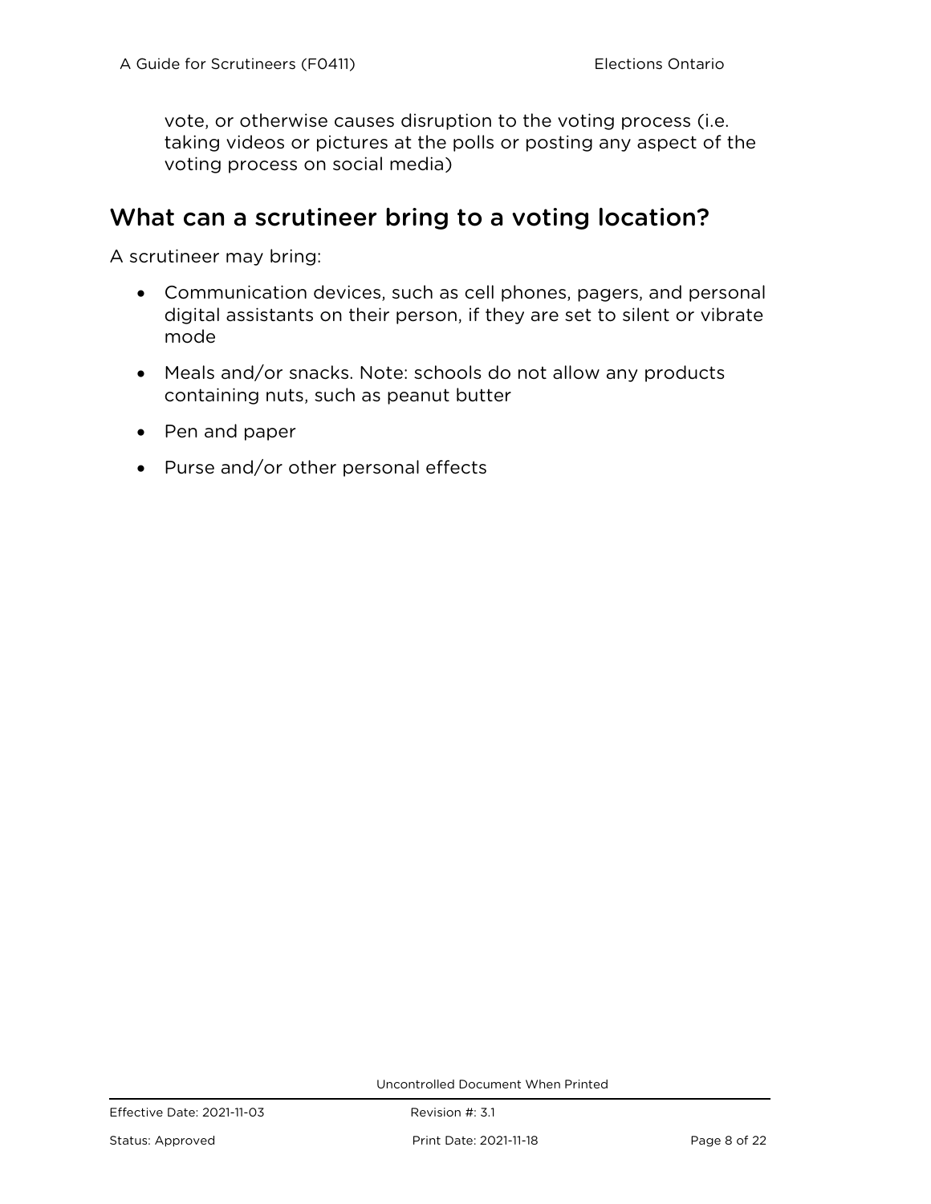vote, or otherwise causes disruption to the voting process (i.e. taking videos or pictures at the polls or posting any aspect of the voting process on social media)

## What can a scrutineer bring to a voting location?

A scrutineer may bring:

- Communication devices, such as cell phones, pagers, and personal digital assistants on their person, if they are set to silent or vibrate mode
- Meals and/or snacks. Note: schools do not allow any products containing nuts, such as peanut butter
- Pen and paper
- Purse and/or other personal effects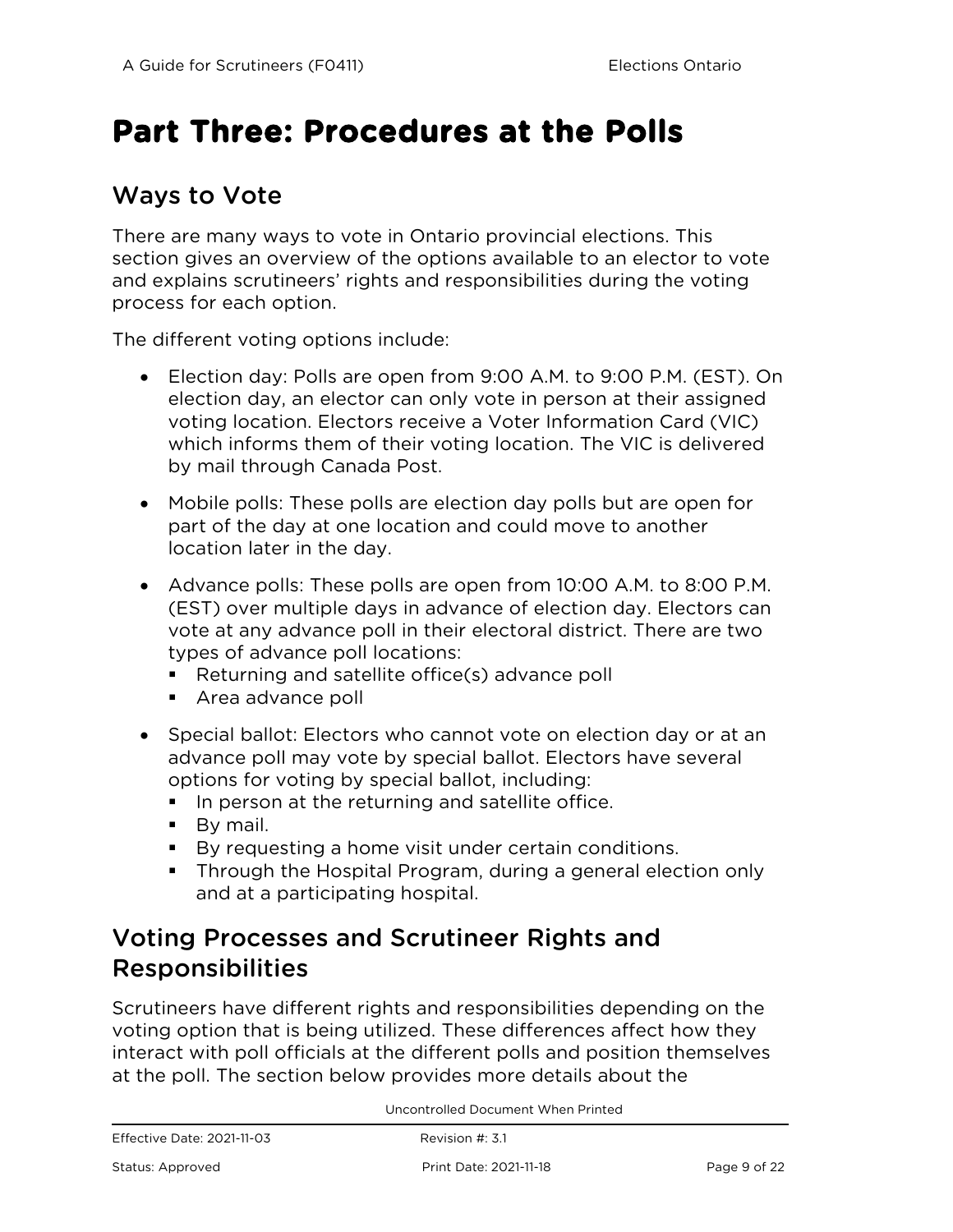# Part Three: Procedures at the Polls

## Ways to Vote

There are many ways to vote in Ontario provincial elections. This section gives an overview of the options available to an elector to vote and explains scrutineers' rights and responsibilities during the voting process for each option.

The different voting options include:

- Election day: Polls are open from 9:00 A.M. to 9:00 P.M. (EST). On election day, an elector can only vote in person at their assigned voting location. Electors receive a Voter Information Card (VIC) which informs them of their voting location. The VIC is delivered by mail through Canada Post.
- Mobile polls: These polls are election day polls but are open for part of the day at one location and could move to another location later in the day.
- Advance polls: These polls are open from 10:00 A.M. to 8:00 P.M. (EST) over multiple days in advance of election day. Electors can vote at any advance poll in their electoral district. There are two types of advance poll locations:
  - Returning and satellite office(s) advance poll
  - Area advance poll
- Special ballot: Electors who cannot vote on election day or at an advance poll may vote by special ballot. Electors have several options for voting by special ballot, including:
  - In person at the returning and satellite office.
  - By mail.
  - By requesting a home visit under certain conditions.
  - Through the Hospital Program, during a general election only and at a participating hospital.

## Voting Processes and Scrutineer Rights and Responsibilities

Scrutineers have different rights and responsibilities depending on the voting option that is being utilized. These differences affect how they interact with poll officials at the different polls and position themselves at the poll. The section below provides more details about the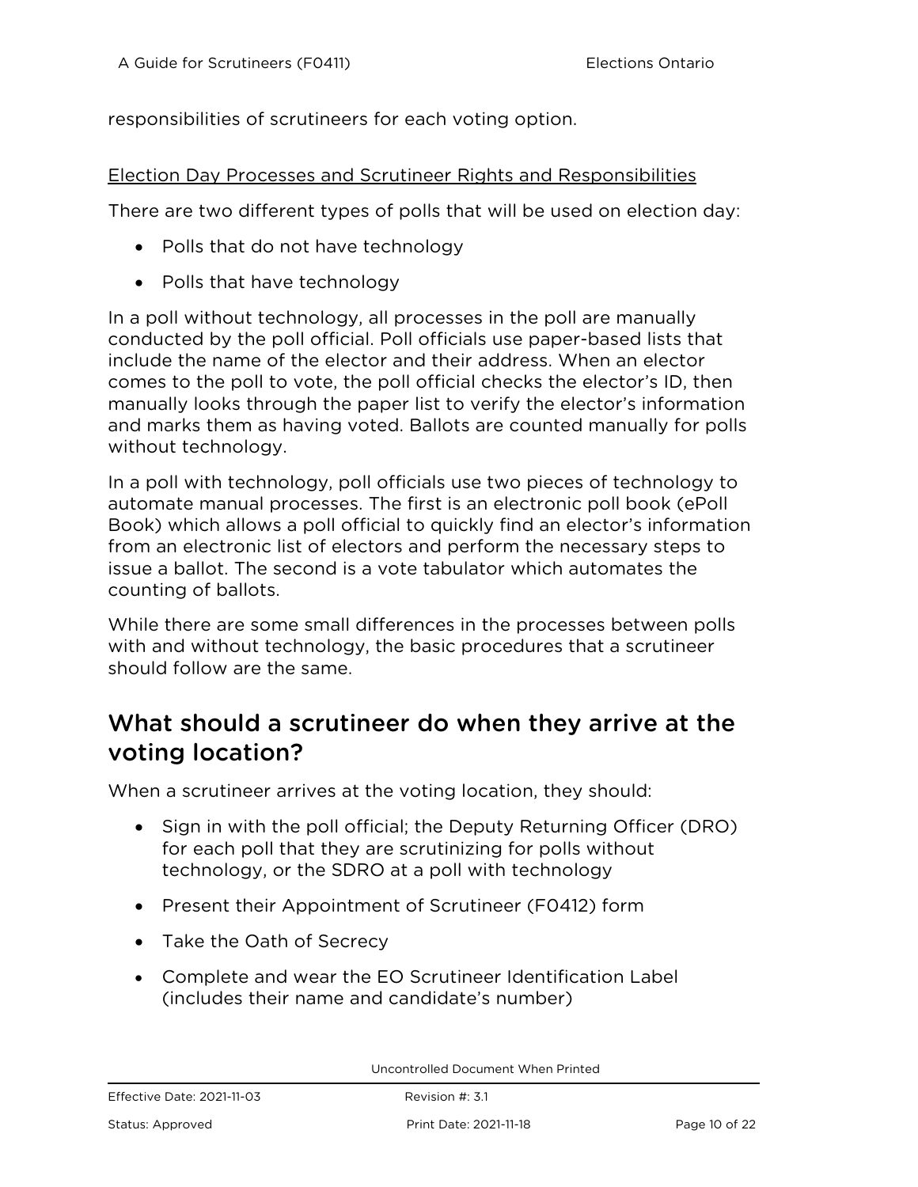responsibilities of scrutineers for each voting option.

Election Day Processes and Scrutineer Rights and Responsibilities

There are two different types of polls that will be used on election day:

- Polls that do not have technology
- Polls that have technology

In a poll without technology, all processes in the poll are manually conducted by the poll official. Poll officials use paper-based lists that include the name of the elector and their address. When an elector comes to the poll to vote, the poll official checks the elector's ID, then manually looks through the paper list to verify the elector's information and marks them as having voted. Ballots are counted manually for polls without technology.

In a poll with technology, poll officials use two pieces of technology to automate manual processes. The first is an electronic poll book (ePoll Book) which allows a poll official to quickly find an elector's information from an electronic list of electors and perform the necessary steps to issue a ballot. The second is a vote tabulator which automates the counting of ballots.

While there are some small differences in the processes between polls with and without technology, the basic procedures that a scrutineer should follow are the same.

## What should a scrutineer do when they arrive at the voting location?

When a scrutineer arrives at the voting location, they should:

- Sign in with the poll official; the Deputy Returning Officer (DRO) for each poll that they are scrutinizing for polls without technology, or the SDRO at a poll with technology
- Present their Appointment of Scrutineer (F0412) form
- Take the Oath of Secrecy
- Complete and wear the EO Scrutineer Identification Label (includes their name and candidate's number)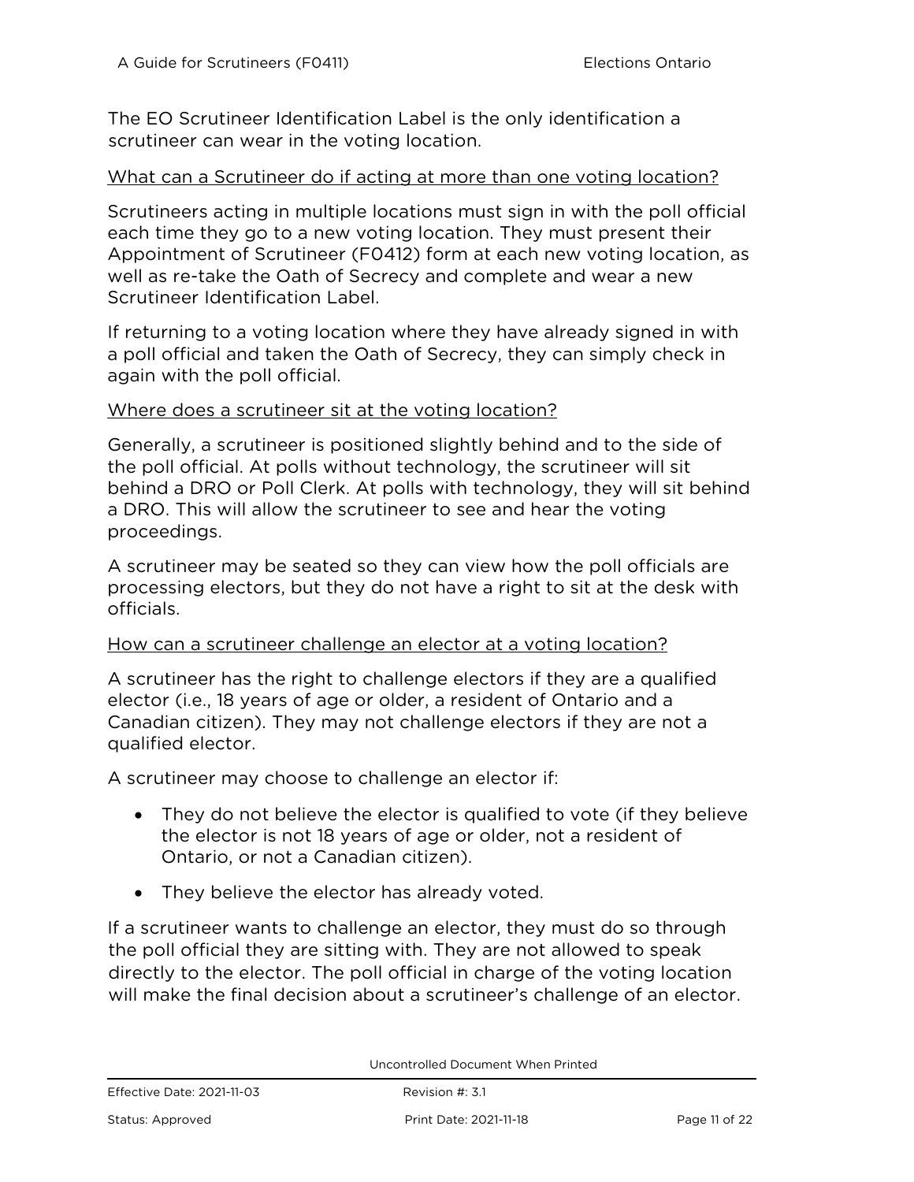The EO Scrutineer Identification Label is the only identification a scrutineer can wear in the voting location.

<u>What can a Scrutineer do if acting at more than one voting location?</u>

Scrutineers acting in multiple locations must sign in with the poll official each time they go to a new voting location. They must present their Appointment of Scrutineer (F0412) form at each new voting location, as well as re-take the Oath of Secrecy and complete and wear a new Scrutineer Identification Label.

If returning to a voting location where they have already signed in with a poll official and taken the Oath of Secrecy, they can simply check in again with the poll official.

<u>Where does a scrutineer sit at the voting location?</u>

Generally, a scrutineer is positioned slightly behind and to the side of the poll official. At polls without technology, the scrutineer will sit behind a DRO or Poll Clerk. At polls with technology, they will sit behind a DRO. This will allow the scrutineer to see and hear the voting proceedings.

A scrutineer may be seated so they can view how the poll officials are processing electors, but they do not have a right to sit at the desk with officials.

<u>How can a scrutineer challenge an elector at a voting location?</u>

A scrutineer has the right to challenge electors if they are a qualified elector (i.e., 18 years of age or older, a resident of Ontario and a Canadian citizen). They may not challenge electors if they are not a qualified elector.

A scrutineer may choose to challenge an elector if:

- They do not believe the elector is qualified to vote (if they believe the elector is not 18 years of age or older, not a resident of Ontario, or not a Canadian citizen).
- They believe the elector has already voted.

If a scrutineer wants to challenge an elector, they must do so through the poll official they are sitting with. They are not allowed to speak directly to the elector. The poll official in charge of the voting location will make the final decision about a scrutineer's challenge of an elector.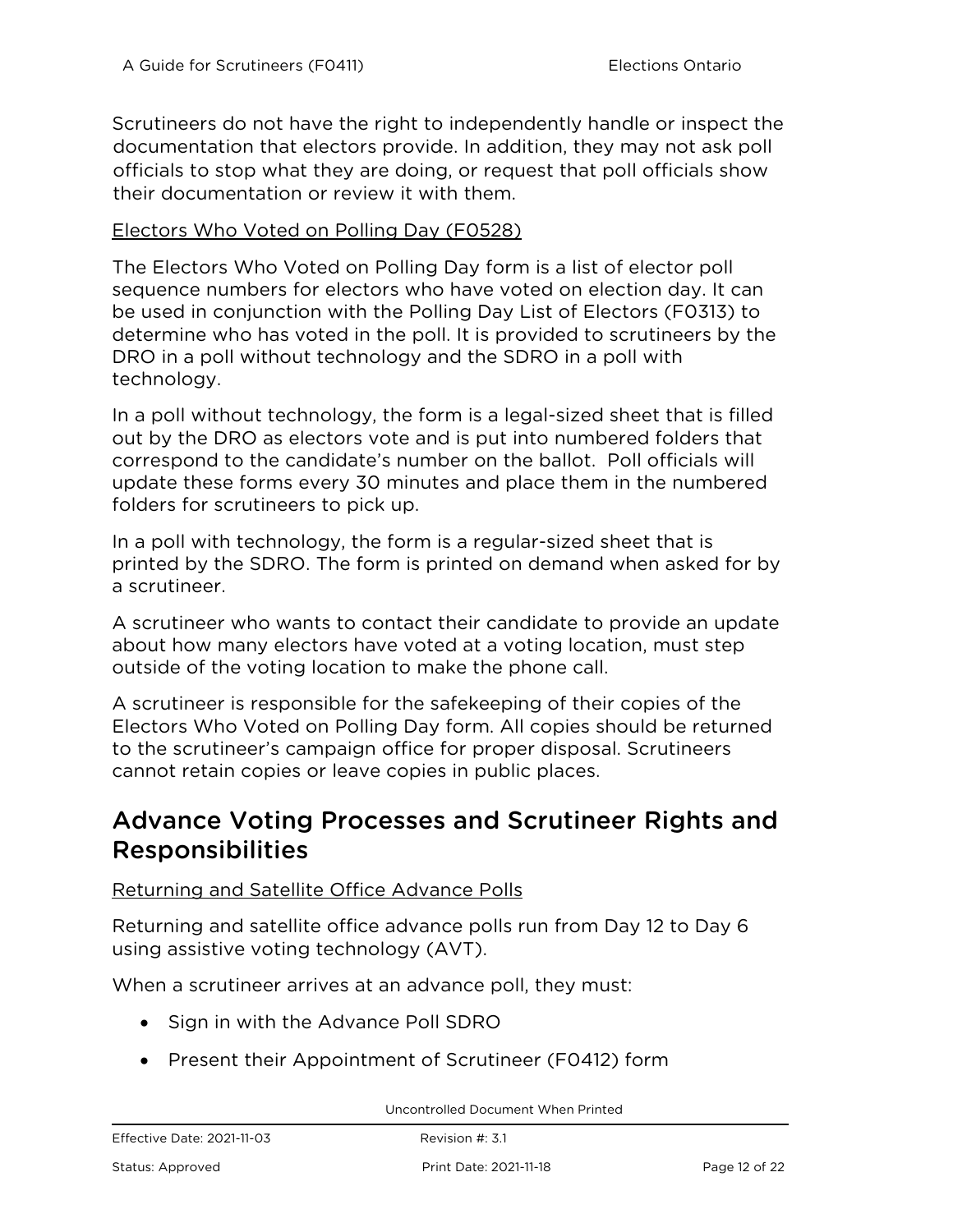Scrutineers do not have the right to independently handle or inspect the documentation that electors provide. In addition, they may not ask poll officials to stop what they are doing, or request that poll officials show their documentation or review it with them.

Electors Who Voted on Polling Day (F0528)

The Electors Who Voted on Polling Day form is a list of elector poll sequence numbers for electors who have voted on election day. It can be used in conjunction with the Polling Day List of Electors (F0313) to determine who has voted in the poll. It is provided to scrutineers by the DRO in a poll without technology and the SDRO in a poll with technology.

In a poll without technology, the form is a legal-sized sheet that is filled out by the DRO as electors vote and is put into numbered folders that correspond to the candidate's number on the ballot. Poll officials will update these forms every 30 minutes and place them in the numbered folders for scrutineers to pick up.

In a poll with technology, the form is a regular-sized sheet that is printed by the SDRO. The form is printed on demand when asked for by a scrutineer.

A scrutineer who wants to contact their candidate to provide an update about how many electors have voted at a voting location, must step outside of the voting location to make the phone call.

A scrutineer is responsible for the safekeeping of their copies of the Electors Who Voted on Polling Day form. All copies should be returned to the scrutineer's campaign office for proper disposal. Scrutineers cannot retain copies or leave copies in public places.

## Advance Voting Processes and Scrutineer Rights and Responsibilities

Returning and Satellite Office Advance Polls

Returning and satellite office advance polls run from Day 12 to Day 6 using assistive voting technology (AVT).

When a scrutineer arrives at an advance poll, they must:

- Sign in with the Advance Poll SDRO
- Present their Appointment of Scrutineer (F0412) form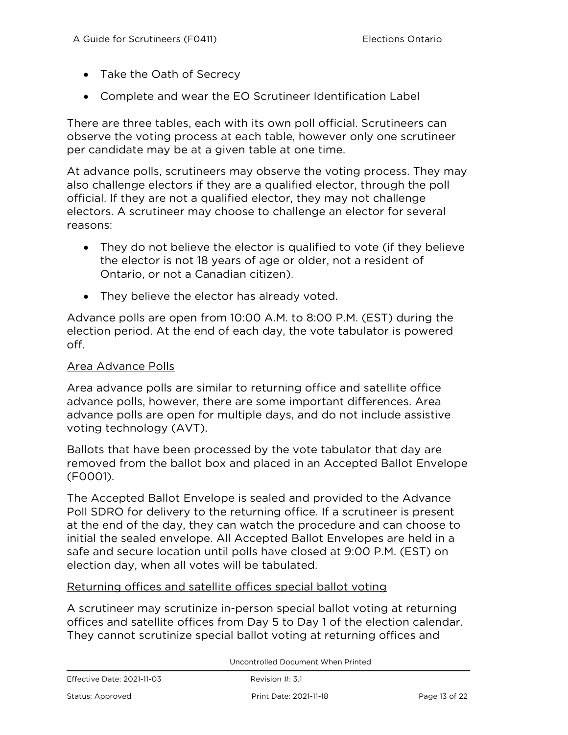- Take the Oath of Secrecy
- Complete and wear the EO Scrutineer Identification Label

There are three tables, each with its own poll official. Scrutineers can observe the voting process at each table, however only one scrutineer per candidate may be at a given table at one time.

At advance polls, scrutineers may observe the voting process. They may also challenge electors if they are a qualified elector, through the poll official. If they are not a qualified elector, they may not challenge electors. A scrutineer may choose to challenge an elector for several reasons:

- They do not believe the elector is qualified to vote (if they believe the elector is not 18 years of age or older, not a resident of Ontario, or not a Canadian citizen).
- They believe the elector has already voted.

Advance polls are open from 10:00 A.M. to 8:00 P.M. (EST) during the election period. At the end of each day, the vote tabulator is powered off.

<u>Area Advance Polls</u>

Area advance polls are similar to returning office and satellite office advance polls, however, there are some important differences. Area advance polls are open for multiple days, and do not include assistive voting technology (AVT).

Ballots that have been processed by the vote tabulator that day are removed from the ballot box and placed in an Accepted Ballot Envelope (F0001).

The Accepted Ballot Envelope is sealed and provided to the Advance Poll SDRO for delivery to the returning office. If a scrutineer is present at the end of the day, they can watch the procedure and can choose to initial the sealed envelope. All Accepted Ballot Envelopes are held in a safe and secure location until polls have closed at 9:00 P.M. (EST) on election day, when all votes will be tabulated.

<u>Returning offices and satellite offices special ballot voting</u>

A scrutineer may scrutinize in-person special ballot voting at returning offices and satellite offices from Day 5 to Day 1 of the election calendar. They cannot scrutinize special ballot voting at returning offices and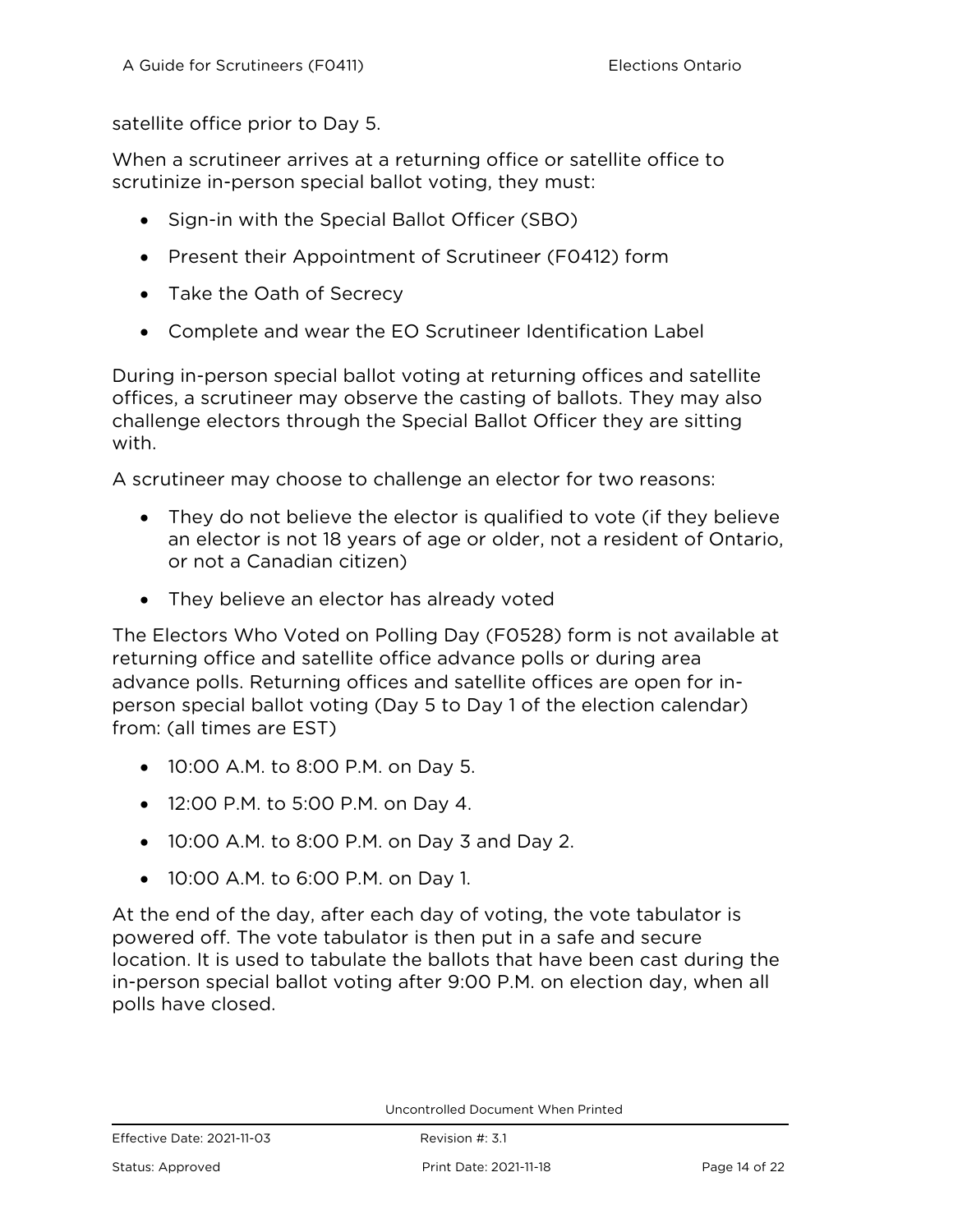satellite office prior to Day 5.

When a scrutineer arrives at a returning office or satellite office to scrutinize in-person special ballot voting, they must:

- Sign-in with the Special Ballot Officer (SBO)
- Present their Appointment of Scrutineer (F0412) form
- Take the Oath of Secrecy
- Complete and wear the EO Scrutineer Identification Label

During in-person special ballot voting at returning offices and satellite offices, a scrutineer may observe the casting of ballots. They may also challenge electors through the Special Ballot Officer they are sitting with.

A scrutineer may choose to challenge an elector for two reasons:

- They do not believe the elector is qualified to vote (if they believe an elector is not 18 years of age or older, not a resident of Ontario, or not a Canadian citizen)
- They believe an elector has already voted

The Electors Who Voted on Polling Day (F0528) form is not available at returning office and satellite office advance polls or during area advance polls. Returning offices and satellite offices are open for in-person special ballot voting (Day 5 to Day 1 of the election calendar) from: (all times are EST)

- 10:00 A.M. to 8:00 P.M. on Day 5.
- 12:00 P.M. to 5:00 P.M. on Day 4.
- 10:00 A.M. to 8:00 P.M. on Day 3 and Day 2.
- 10:00 A.M. to 6:00 P.M. on Day 1.

At the end of the day, after each day of voting, the vote tabulator is powered off. The vote tabulator is then put in a safe and secure location. It is used to tabulate the ballots that have been cast during the in-person special ballot voting after 9:00 P.M. on election day, when all polls have closed.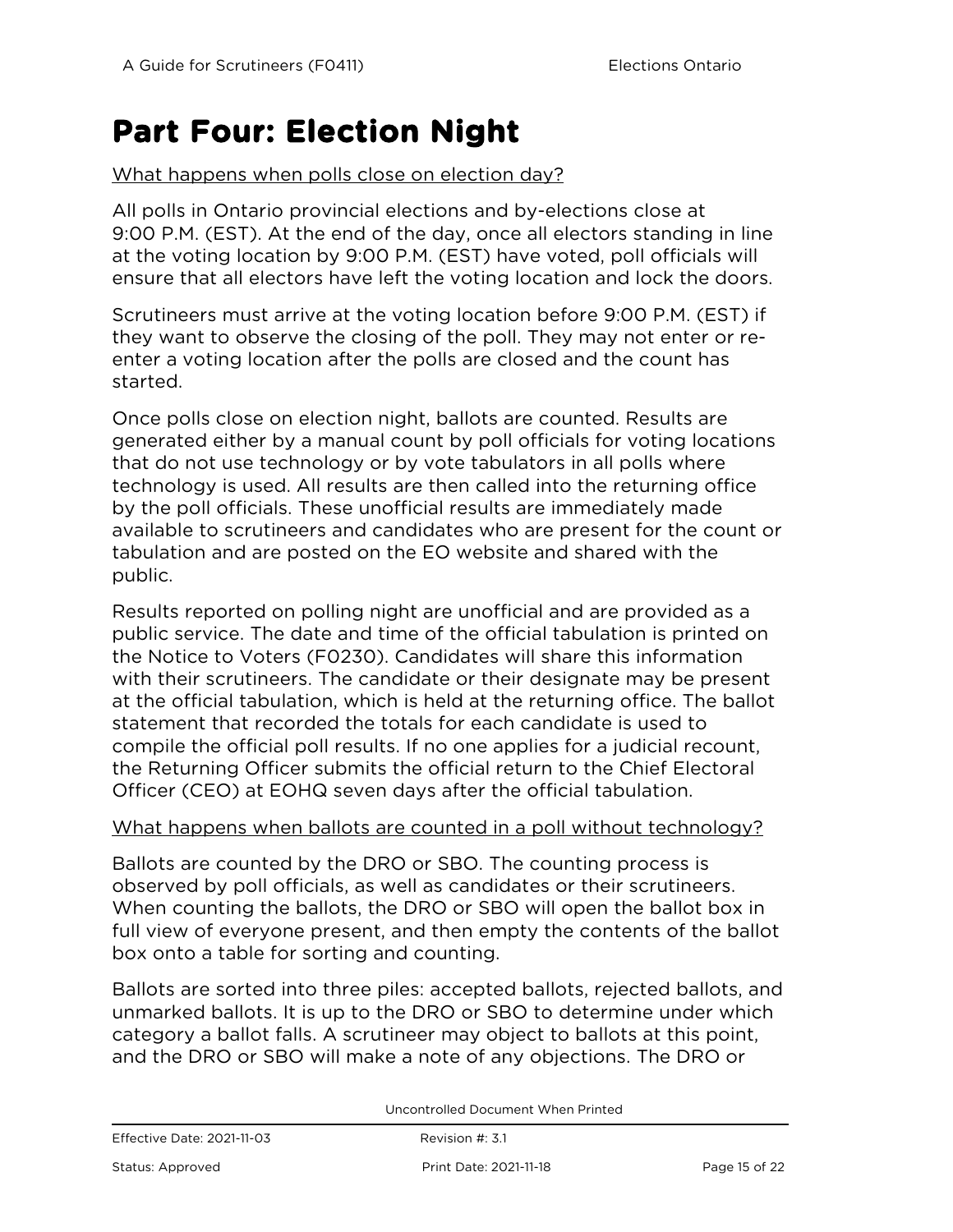# Part Four: Election Night

What happens when polls close on election day?

All polls in Ontario provincial elections and by-elections close at 9:00 P.M. (EST). At the end of the day, once all electors standing in line at the voting location by 9:00 P.M. (EST) have voted, poll officials will ensure that all electors have left the voting location and lock the doors.

Scrutineers must arrive at the voting location before 9:00 P.M. (EST) if they want to observe the closing of the poll. They may not enter or re-enter a voting location after the polls are closed and the count has started.

Once polls close on election night, ballots are counted. Results are generated either by a manual count by poll officials for voting locations that do not use technology or by vote tabulators in all polls where technology is used. All results are then called into the returning office by the poll officials. These unofficial results are immediately made available to scrutineers and candidates who are present for the count or tabulation and are posted on the EO website and shared with the public.

Results reported on polling night are unofficial and are provided as a public service. The date and time of the official tabulation is printed on the Notice to Voters (F0230). Candidates will share this information with their scrutineers. The candidate or their designate may be present at the official tabulation, which is held at the returning office. The ballot statement that recorded the totals for each candidate is used to compile the official poll results. If no one applies for a judicial recount, the Returning Officer submits the official return to the Chief Electoral Officer (CEO) at EOHQ seven days after the official tabulation.

What happens when ballots are counted in a poll without technology?

Ballots are counted by the DRO or SBO. The counting process is observed by poll officials, as well as candidates or their scrutineers. When counting the ballots, the DRO or SBO will open the ballot box in full view of everyone present, and then empty the contents of the ballot box onto a table for sorting and counting.

Ballots are sorted into three piles: accepted ballots, rejected ballots, and unmarked ballots. It is up to the DRO or SBO to determine under which category a ballot falls. A scrutineer may object to ballots at this point, and the DRO or SBO will make a note of any objections. The DRO or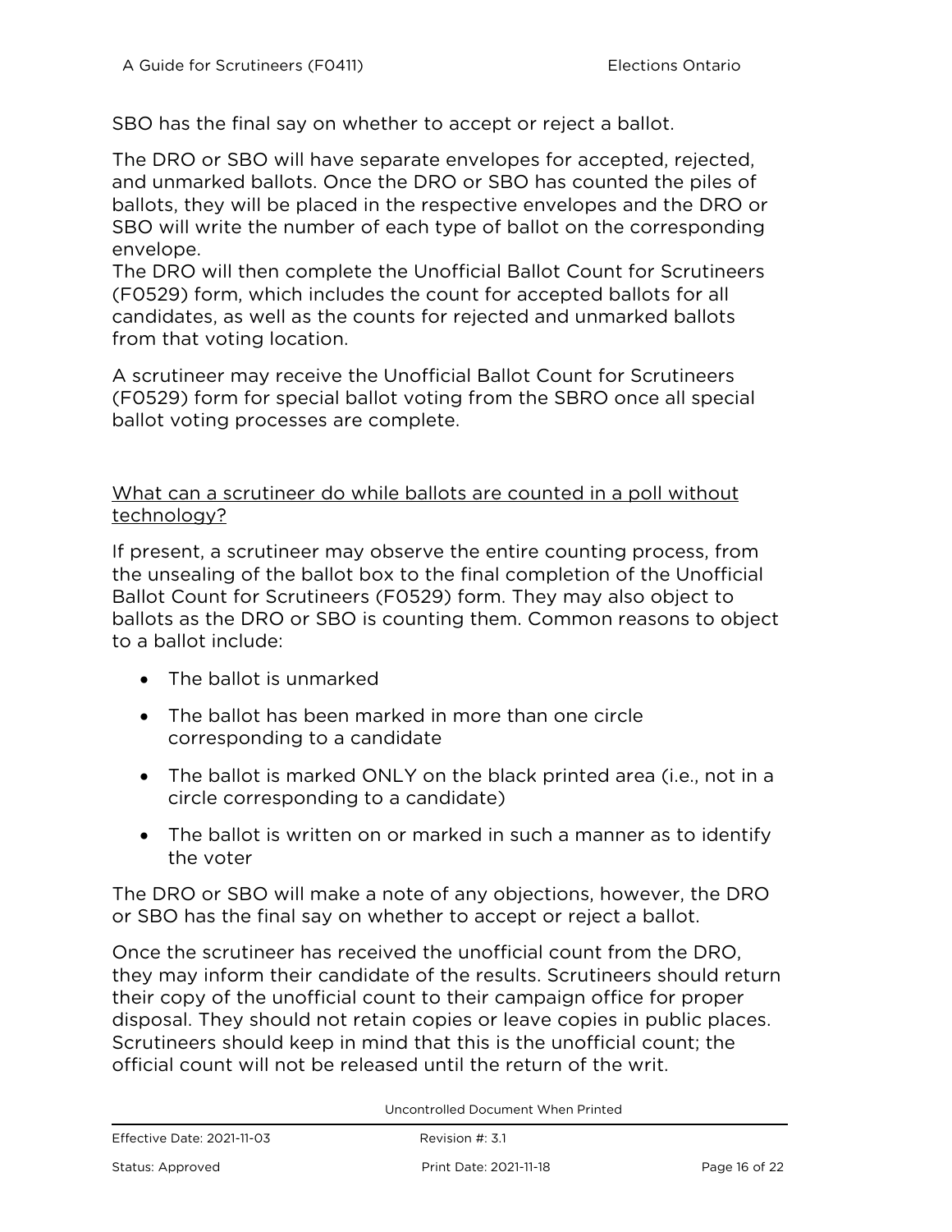SBO has the final say on whether to accept or reject a ballot.

The DRO or SBO will have separate envelopes for accepted, rejected, and unmarked ballots. Once the DRO or SBO has counted the piles of ballots, they will be placed in the respective envelopes and the DRO or SBO will write the number of each type of ballot on the corresponding envelope.
The DRO will then complete the Unofficial Ballot Count for Scrutineers (F0529) form, which includes the count for accepted ballots for all candidates, as well as the counts for rejected and unmarked ballots from that voting location.

A scrutineer may receive the Unofficial Ballot Count for Scrutineers (F0529) form for special ballot voting from the SBRO once all special ballot voting processes are complete.

<u>What can a scrutineer do while ballots are counted in a poll without technology?</u>

If present, a scrutineer may observe the entire counting process, from the unsealing of the ballot box to the final completion of the Unofficial Ballot Count for Scrutineers (F0529) form. They may also object to ballots as the DRO or SBO is counting them. Common reasons to object to a ballot include:

- The ballot is unmarked
- The ballot has been marked in more than one circle corresponding to a candidate
- The ballot is marked ONLY on the black printed area (i.e., not in a circle corresponding to a candidate)
- The ballot is written on or marked in such a manner as to identify the voter

The DRO or SBO will make a note of any objections, however, the DRO or SBO has the final say on whether to accept or reject a ballot.

Once the scrutineer has received the unofficial count from the DRO, they may inform their candidate of the results. Scrutineers should return their copy of the unofficial count to their campaign office for proper disposal. They should not retain copies or leave copies in public places. Scrutineers should keep in mind that this is the unofficial count; the official count will not be released until the return of the writ.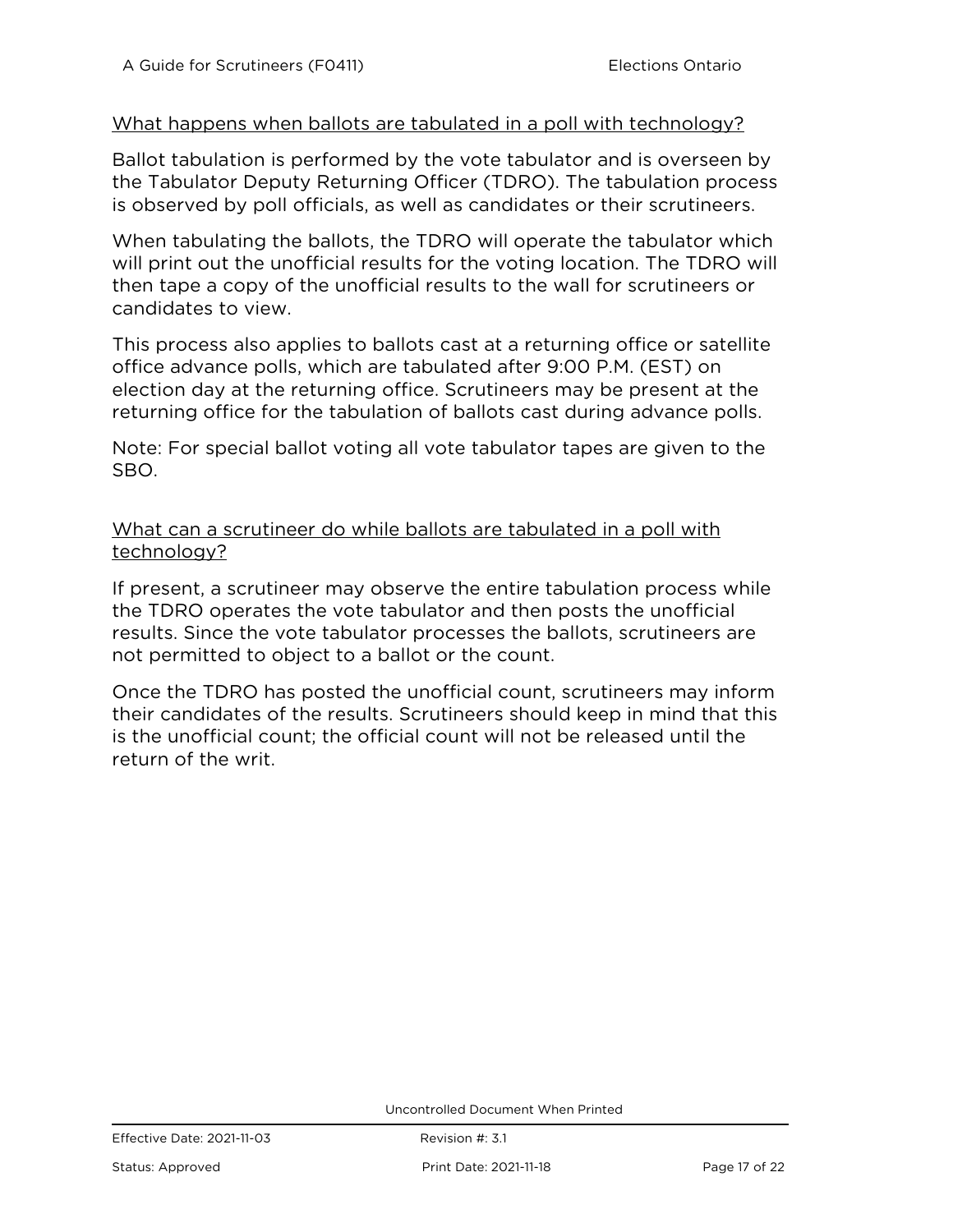### What happens when ballots are tabulated in a poll with technology?

Ballot tabulation is performed by the vote tabulator and is overseen by the Tabulator Deputy Returning Officer (TDRO). The tabulation process is observed by poll officials, as well as candidates or their scrutineers.

When tabulating the ballots, the TDRO will operate the tabulator which will print out the unofficial results for the voting location. The TDRO will then tape a copy of the unofficial results to the wall for scrutineers or candidates to view.

This process also applies to ballots cast at a returning office or satellite office advance polls, which are tabulated after 9:00 P.M. (EST) on election day at the returning office. Scrutineers may be present at the returning office for the tabulation of ballots cast during advance polls.

Note: For special ballot voting all vote tabulator tapes are given to the SBO.

### What can a scrutineer do while ballots are tabulated in a poll with technology?

If present, a scrutineer may observe the entire tabulation process while the TDRO operates the vote tabulator and then posts the unofficial results. Since the vote tabulator processes the ballots, scrutineers are not permitted to object to a ballot or the count.

Once the TDRO has posted the unofficial count, scrutineers may inform their candidates of the results. Scrutineers should keep in mind that this is the unofficial count; the official count will not be released until the return of the writ.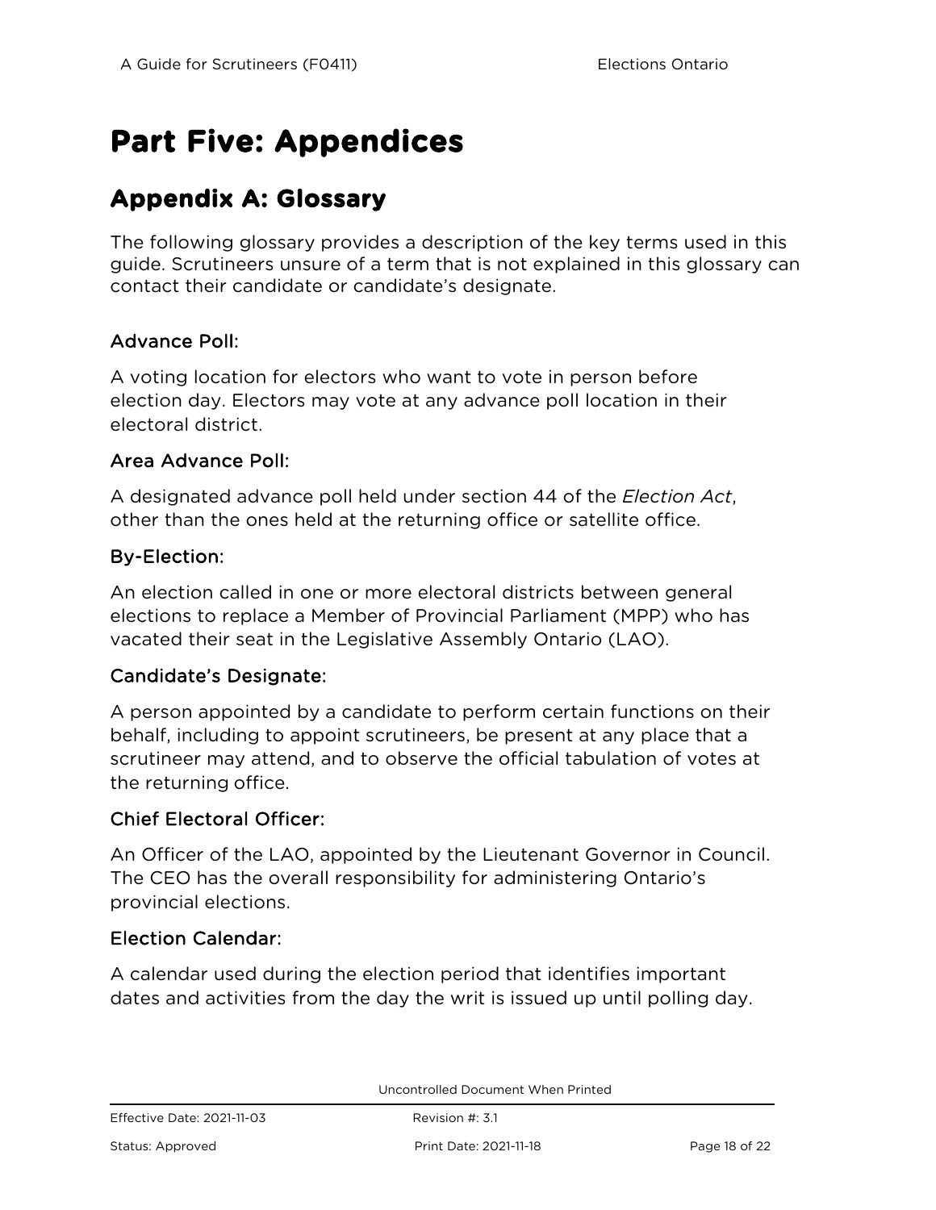# Part Five: Appendices

## Appendix A: Glossary

The following glossary provides a description of the key terms used in this guide. Scrutineers unsure of a term that is not explained in this glossary can contact their candidate or candidate's designate.

### Advance Poll:

A voting location for electors who want to vote in person before election day. Electors may vote at any advance poll location in their electoral district.

### Area Advance Poll:

A designated advance poll held under section 44 of the *Election Act*, other than the ones held at the returning office or satellite office.

### By-Election:

An election called in one or more electoral districts between general elections to replace a Member of Provincial Parliament (MPP) who has vacated their seat in the Legislative Assembly Ontario (LAO).

### Candidate's Designate:

A person appointed by a candidate to perform certain functions on their behalf, including to appoint scrutineers, be present at any place that a scrutineer may attend, and to observe the official tabulation of votes at the returning office.

### Chief Electoral Officer:

An Officer of the LAO, appointed by the Lieutenant Governor in Council. The CEO has the overall responsibility for administering Ontario's provincial elections.

### Election Calendar:

A calendar used during the election period that identifies important dates and activities from the day the writ is issued up until polling day.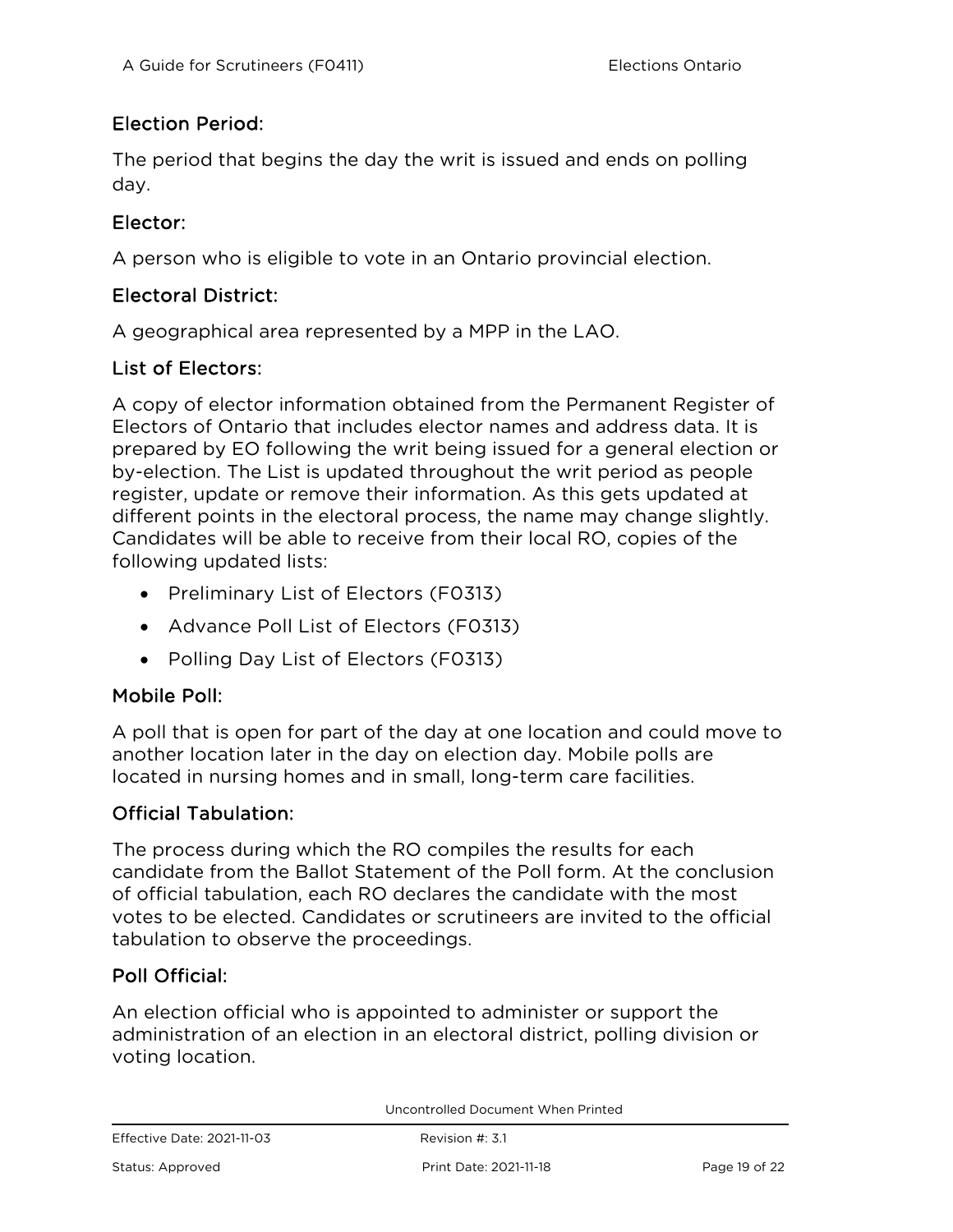### Election Period:

The period that begins the day the writ is issued and ends on polling day.

### Elector:

A person who is eligible to vote in an Ontario provincial election.

### Electoral District:

A geographical area represented by a MPP in the LAO.

### List of Electors:

A copy of elector information obtained from the Permanent Register of Electors of Ontario that includes elector names and address data. It is prepared by EO following the writ being issued for a general election or by-election. The List is updated throughout the writ period as people register, update or remove their information. As this gets updated at different points in the electoral process, the name may change slightly. Candidates will be able to receive from their local RO, copies of the following updated lists:

- Preliminary List of Electors (F0313)
- Advance Poll List of Electors (F0313)
- Polling Day List of Electors (F0313)

### Mobile Poll:

A poll that is open for part of the day at one location and could move to another location later in the day on election day. Mobile polls are located in nursing homes and in small, long-term care facilities.

### Official Tabulation:

The process during which the RO compiles the results for each candidate from the Ballot Statement of the Poll form. At the conclusion of official tabulation, each RO declares the candidate with the most votes to be elected. Candidates or scrutineers are invited to the official tabulation to observe the proceedings.

### Poll Official:

An election official who is appointed to administer or support the administration of an election in an electoral district, polling division or voting location.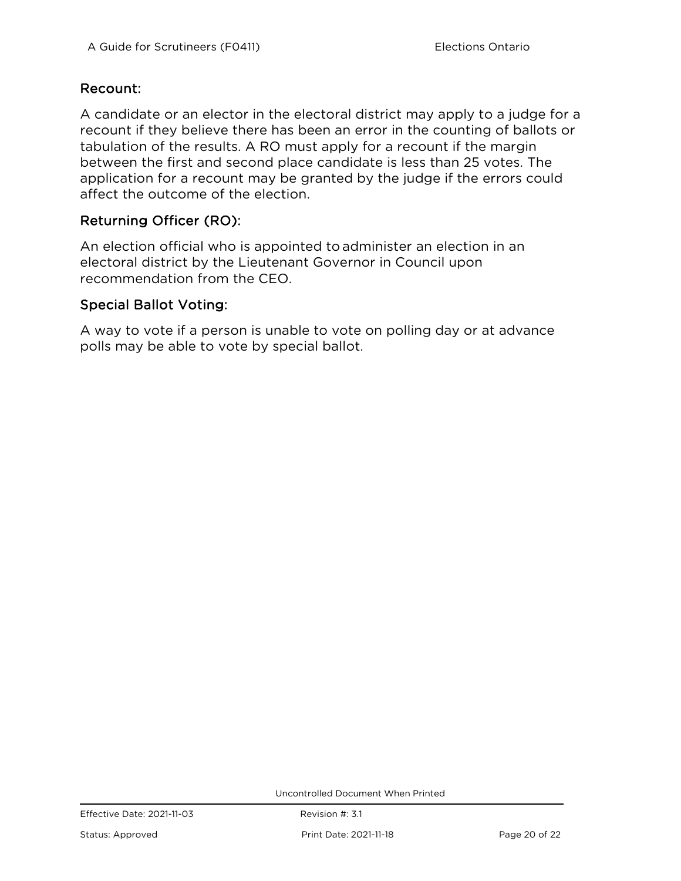### Recount:

A candidate or an elector in the electoral district may apply to a judge for a recount if they believe there has been an error in the counting of ballots or tabulation of the results. A RO must apply for a recount if the margin between the first and second place candidate is less than 25 votes. The application for a recount may be granted by the judge if the errors could affect the outcome of the election.

### Returning Officer (RO):

An election official who is appointed to administer an election in an electoral district by the Lieutenant Governor in Council upon recommendation from the CEO.

### Special Ballot Voting:

A way to vote if a person is unable to vote on polling day or at advance polls may be able to vote by special ballot.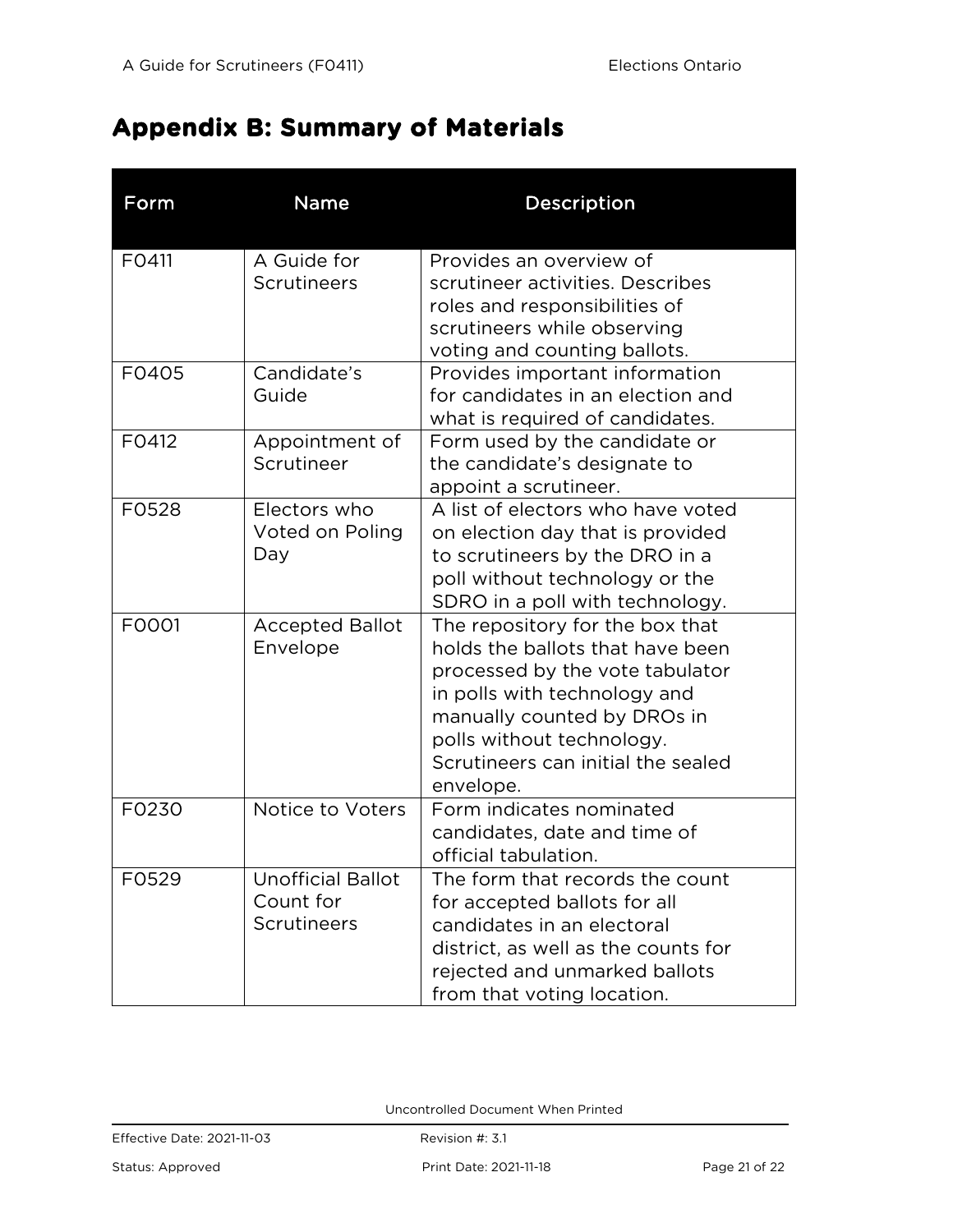# Appendix B: Summary of Materials

| Form | Name | Description |
|---|---|---|
| F0411 | A Guide for Scrutineers | Provides an overview of scrutineer activities. Describes roles and responsibilities of scrutineers while observing voting and counting ballots. |
| F0405 | Candidate's Guide | Provides important information for candidates in an election and what is required of candidates. |
| F0412 | Appointment of Scrutineer | Form used by the candidate or the candidate's designate to appoint a scrutineer. |
| F0528 | Electors who Voted on Poling Day | A list of electors who have voted on election day that is provided to scrutineers by the DRO in a poll without technology or the SDRO in a poll with technology. |
| F0001 | Accepted Ballot Envelope | The repository for the box that holds the ballots that have been processed by the vote tabulator in polls with technology and manually counted by DROs in polls without technology. Scrutineers can initial the sealed envelope. |
| F0230 | Notice to Voters | Form indicates nominated candidates, date and time of official tabulation. |
| F0529 | Unofficial Ballot Count for Scrutineers | The form that records the count for accepted ballots for all candidates in an electoral district, as well as the counts for rejected and unmarked ballots from that voting location. |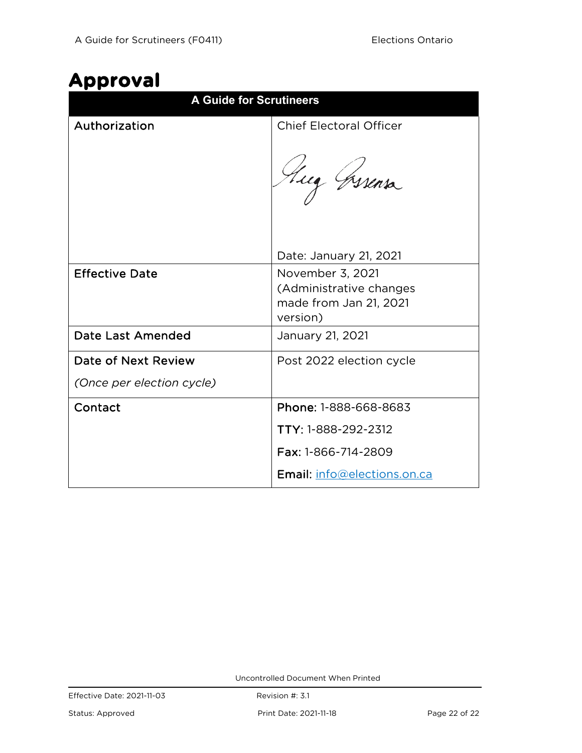# Approval

| A Guide for Scrutineers | |
| --- | --- |
| Authorization | Chief Electoral Officer<br><br>Date: January 21, 2021 |
| Effective Date | November 3, 2021 (Administrative changes made from Jan 21, 2021 version) |
| Date Last Amended | January 21, 2021 |
| Date of Next Review<br><br>*(Once per election cycle)* | Post 2022 election cycle |
| Contact | **Phone**: 1-888-668-8683<br><br>**TTY**: 1-888-292-2312<br><br>**Fax**: 1-866-714-2809<br><br>**Email**: info@elections.on.ca |

Uncontrolled Document When Printed

Effective Date: 2021-11-03 Revision #: 3.1

Status: Approved Print Date: 2021-11-18